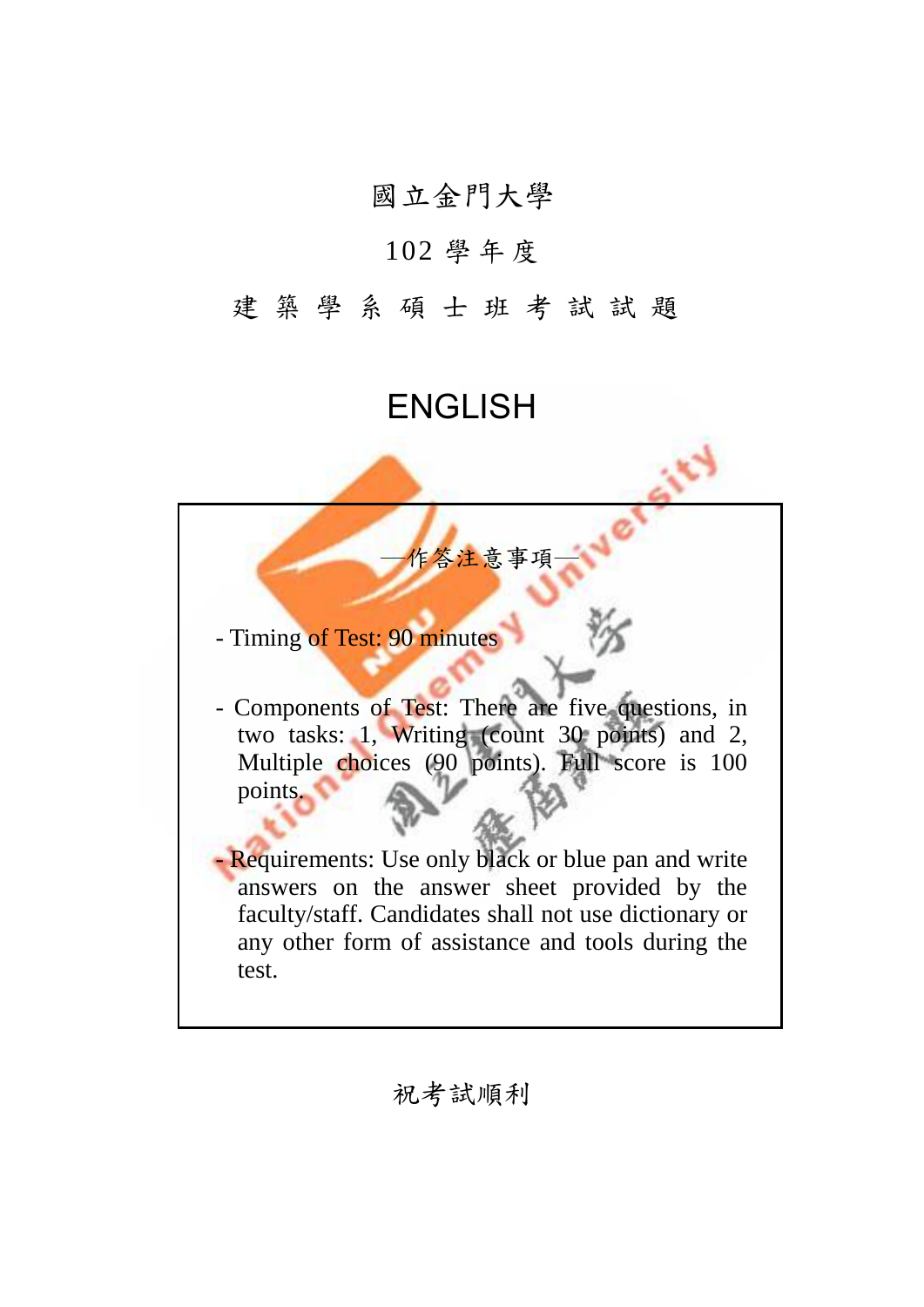# 國立金門大學

## 102 學年度

## 建 築 學 系 碩 士 班 考 試 試 題

# ENGLISH

—作答注意事項—

- Timing of Test: 90 minutes

- Components of Test: There are five questions, in two tasks: 1, Writing (count 30 points) and 2, Multiple choices (90 points). Full score is 100 points.

- Requirements: Use only black or blue pan and write answers on the answer sheet provided by the faculty/staff. Candidates shall not use dictionary or any other form of assistance and tools during the test.

祝考試順利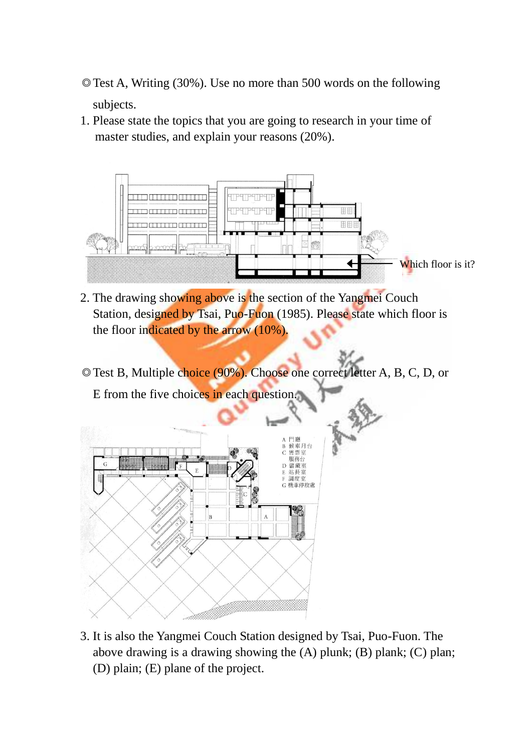◎Test A, Writing (30%). Use no more than 500 words on the following subjects.

1. Please state the topics that you are going to research in your time of master studies, and explain your reasons (20%).

Which floor is it?

2. The drawing showing above is the section of the Yangmei Couch Station, designed by Tsai, Puo-Fuon (1985). Please state which floor is the floor indicated by the arrow (10%).

◎Test B, Multiple choice (90%). Choose one correct letter A, B, C, D, or E from the five choices in each question.

A 門廳
B 候車月台
C 售票室
服務台
D 儲藏室
E 站長室
F 調度室
G 機車停放處

3. It is also the Yangmei Couch Station designed by Tsai, Puo-Fuon. The above drawing is a drawing showing the (A) plunk; (B) plank; (C) plan; (D) plain; (E) plane of the project.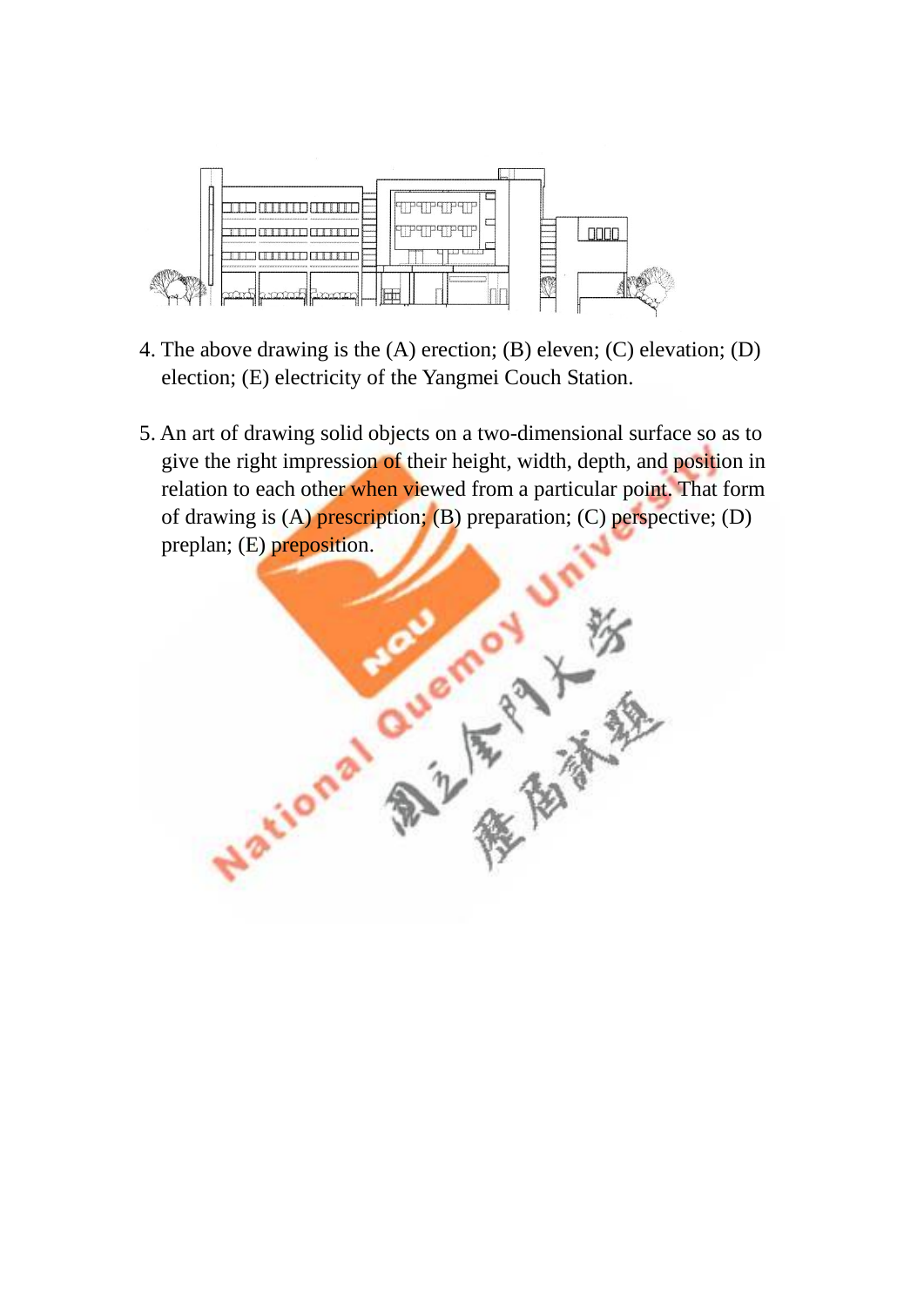4. The above drawing is the (A) erection; (B) eleven; (C) elevation; (D) election; (E) electricity of the Yangmei Couch Station.

5. An art of drawing solid objects on a two-dimensional surface so as to give the right impression of their height, width, depth, and position in relation to each other when viewed from a particular point. That form of drawing is (A) prescription; (B) preparation; (C) perspective; (D) preplan; (E) preposition.